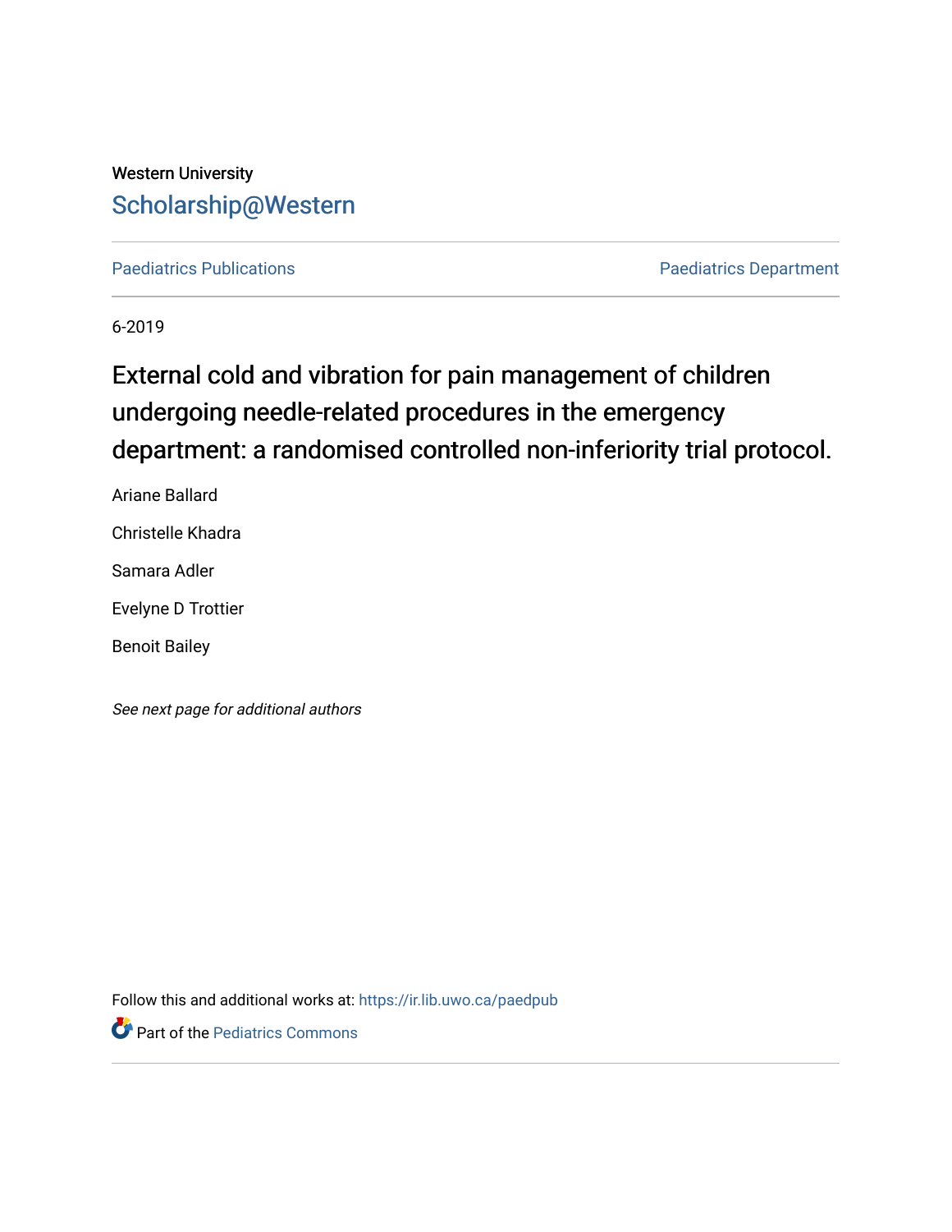Western University

# Scholarship@Western

Paediatrics Publications

Paediatrics Department

6-2019

# External cold and vibration for pain management of children undergoing needle-related procedures in the emergency department: a randomised controlled non-inferiority trial protocol.

Ariane Ballard

Christelle Khadra

Samara Adler

Evelyne D Trottier

Benoit Bailey

*See next page for additional authors*

Follow this and additional works at: https://ir.lib.uwo.ca/paedpub

Part of the Pediatrics Commons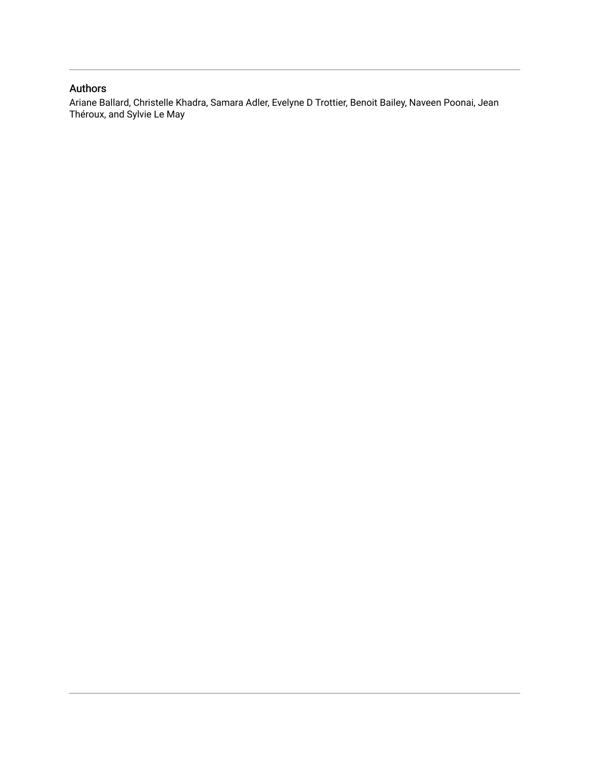## Authors

Ariane Ballard, Christelle Khadra, Samara Adler, Evelyne D Trottier, Benoit Bailey, Naveen Poonai, Jean Théroux, and Sylvie Le May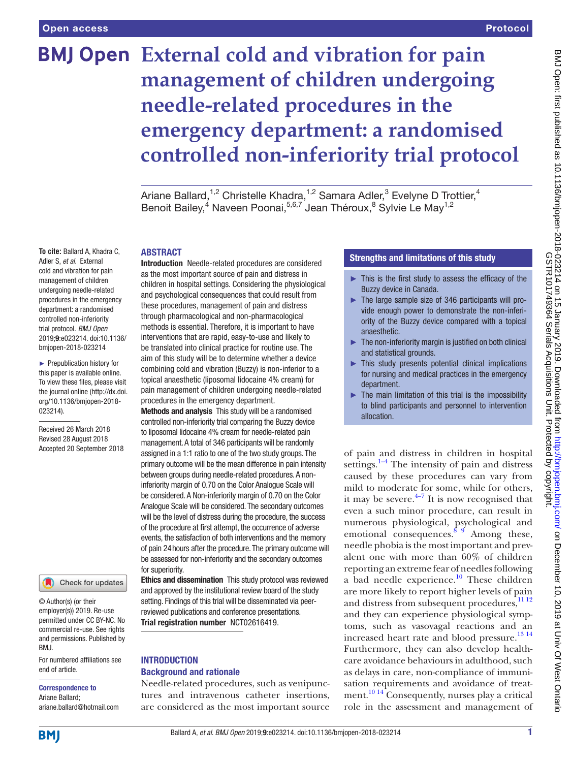# External cold and vibration for pain management of children undergoing needle-related procedures in the emergency department: a randomised controlled non-inferiority trial protocol

Ariane Ballard,[1,2] Christelle Khadra,[1,2] Samara Adler,[3] Evelyne D Trottier,[4] Benoit Bailey,[4] Naveen Poonai,[5,6,7] Jean Théroux,[8] Sylvie Le May[1,2]

**To cite:** Ballard A, Khadra C, Adler S, *et al*. External cold and vibration for pain management of children undergoing needle-related procedures in the emergency department: a randomised controlled non-inferiority trial protocol. *BMJ Open* 2019;**9**:e023214. doi:10.1136/bmjopen-2018-023214

► Prepublication history for this paper is available online. To view these files, please visit the journal online (http://dx.doi.org/10.1136/bmjopen-2018-023214).

Received 26 March 2018
Revised 28 August 2018
Accepted 20 September 2018

© Author(s) (or their employer(s)) 2019. Re-use permitted under CC BY-NC. No commercial re-use. See rights and permissions. Published by BMJ.

For numbered affiliations see end of article.

**Correspondence to**
Ariane Ballard;
ariane.ballard@hotmail.com

## ABSTRACT

**Introduction** Needle-related procedures are considered as the most important source of pain and distress in children in hospital settings. Considering the physiological and psychological consequences that could result from these procedures, management of pain and distress through pharmacological and non-pharmacological methods is essential. Therefore, it is important to have interventions that are rapid, easy-to-use and likely to be translated into clinical practice for routine use. The aim of this study will be to determine whether a device combining cold and vibration (Buzzy) is non-inferior to a topical anaesthetic (liposomal lidocaine 4% cream) for pain management of children undergoing needle-related procedures in the emergency department.

**Methods and analysis** This study will be a randomised controlled non-inferiority trial comparing the Buzzy device to liposomal lidocaine 4% cream for needle-related pain management. A total of 346 participants will be randomly assigned in a 1:1 ratio to one of the two study groups. The primary outcome will be the mean difference in pain intensity between groups during needle-related procedures. A non-inferiority margin of 0.70 on the Color Analogue Scale will be considered. A Non-inferiority margin of 0.70 on the Color Analogue Scale will be considered. The secondary outcomes will be the level of distress during the procedure, the success of the procedure at first attempt, the occurrence of adverse events, the satisfaction of both interventions and the memory of pain 24 hours after the procedure. The primary outcome will be assessed for non-inferiority and the secondary outcomes for superiority.

**Ethics and dissemination** This study protocol was reviewed and approved by the institutional review board of the study setting. Findings of this trial will be disseminated via peer-reviewed publications and conference presentations.

**Trial registration number** NCT02616419.

## Strengths and limitations of this study

- This is the first study to assess the efficacy of the Buzzy device in Canada.
- The large sample size of 346 participants will provide enough power to demonstrate the non-inferiority of the Buzzy device compared with a topical anaesthetic.
- The non-inferiority margin is justified on both clinical and statistical grounds.
- This study presents potential clinical implications for nursing and medical practices in the emergency department.
- The main limitation of this trial is the impossibility to blind participants and personnel to intervention allocation.

## INTRODUCTION

### Background and rationale

Needle-related procedures, such as venipunctures and intravenous catheter insertions, are considered as the most important source of pain and distress in children in hospital settings.[1–4] The intensity of pain and distress caused by these procedures can vary from mild to moderate for some, while for others, it may be severe.[4–7] It is now recognised that even a such minor procedure, can result in numerous physiological, psychological and emotional consequences.[8 9] Among these, needle phobia is the most important and prevalent one with more than 60% of children reporting an extreme fear of needles following a bad needle experience.[10] These children are more likely to report higher levels of pain and distress from subsequent procedures,[11 12] and they can experience physiological symptoms, such as vasovagal reactions and an increased heart rate and blood pressure.[13 14] Furthermore, they can also develop healthcare avoidance behaviours in adulthood, such as delays in care, non-compliance of immunisation requirements and avoidance of treatment.[10 14] Consequently, nurses play a critical role in the assessment and management of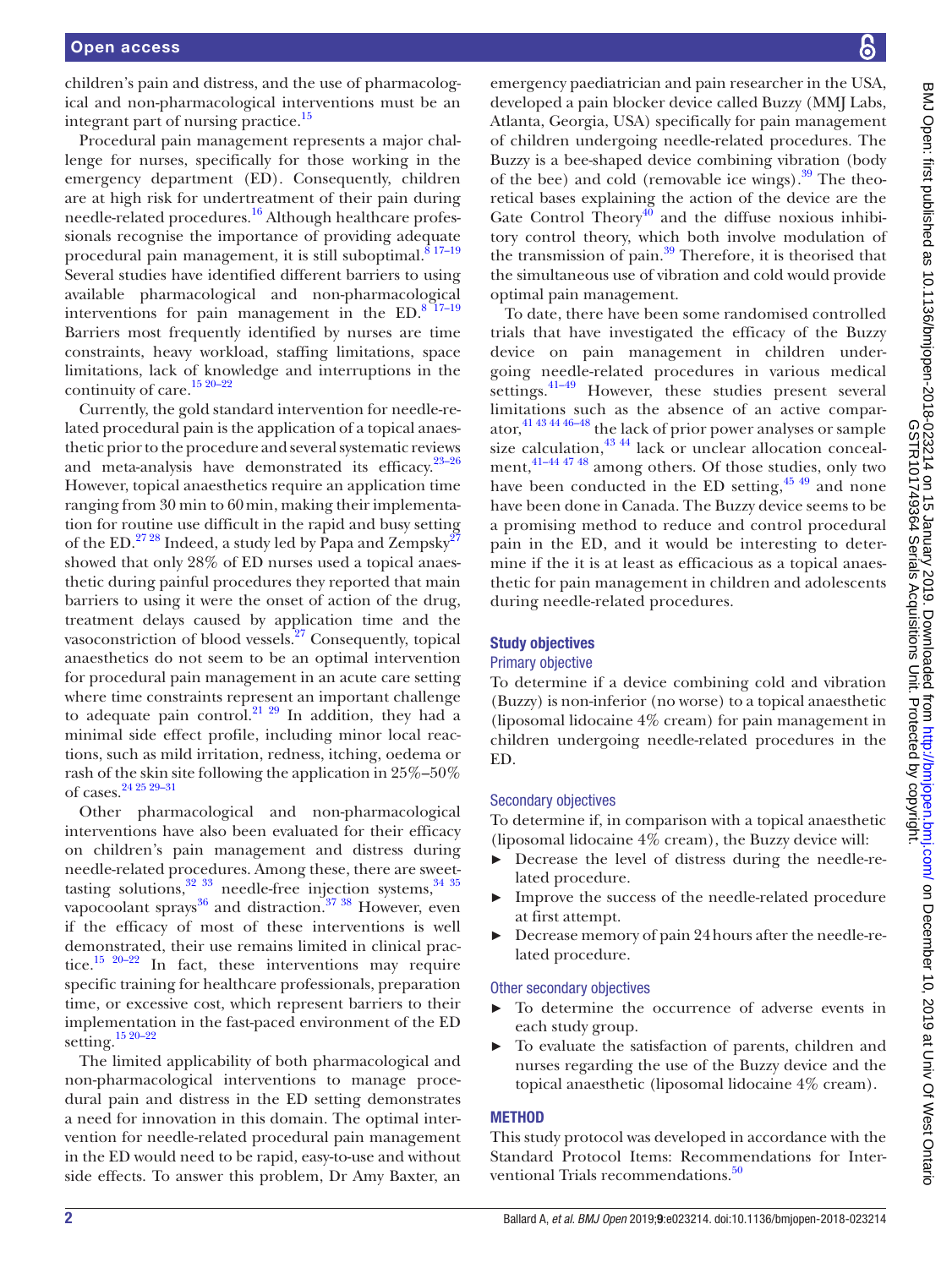children's pain and distress, and the use of pharmacological and non-pharmacological interventions must be an integrant part of nursing practice.[15]

Procedural pain management represents a major challenge for nurses, specifically for those working in the emergency department (ED). Consequently, children are at high risk for undertreatment of their pain during needle-related procedures.[16] Although healthcare professionals recognise the importance of providing adequate procedural pain management, it is still suboptimal.[8 17–19] Several studies have identified different barriers to using available pharmacological and non-pharmacological interventions for pain management in the ED.[8 17–19] Barriers most frequently identified by nurses are time constraints, heavy workload, staffing limitations, space limitations, lack of knowledge and interruptions in the continuity of care.[15 20–22]

Currently, the gold standard intervention for needle-related procedural pain is the application of a topical anaesthetic prior to the procedure and several systematic reviews and meta-analysis have demonstrated its efficacy.[23–26] However, topical anaesthetics require an application time ranging from 30 min to 60 min, making their implementation for routine use difficult in the rapid and busy setting of the ED.[27 28] Indeed, a study led by Papa and Zempsky[27] showed that only 28% of ED nurses used a topical anaesthetic during painful procedures they reported that main barriers to using it were the onset of action of the drug, treatment delays caused by application time and the vasoconstriction of blood vessels.[27] Consequently, topical anaesthetics do not seem to be an optimal intervention for procedural pain management in an acute care setting where time constraints represent an important challenge to adequate pain control.[21 29] In addition, they had a minimal side effect profile, including minor local reactions, such as mild irritation, redness, itching, oedema or rash of the skin site following the application in 25%–50% of cases.[24 25 29–31]

Other pharmacological and non-pharmacological interventions have also been evaluated for their efficacy on children's pain management and distress during needle-related procedures. Among these, there are sweet-tasting solutions,[32 33] needle-free injection systems,[34 35] vapocoolant sprays[36] and distraction.[37 38] However, even if the efficacy of most of these interventions is well demonstrated, their use remains limited in clinical practice.[15 20–22] In fact, these interventions may require specific training for healthcare professionals, preparation time, or excessive cost, which represent barriers to their implementation in the fast-paced environment of the ED setting.[15 20–22]

The limited applicability of both pharmacological and non-pharmacological interventions to manage procedural pain and distress in the ED setting demonstrates a need for innovation in this domain. The optimal intervention for needle-related procedural pain management in the ED would need to be rapid, easy-to-use and without side effects. To answer this problem, Dr Amy Baxter, an emergency paediatrician and pain researcher in the USA, developed a pain blocker device called Buzzy (MMJ Labs, Atlanta, Georgia, USA) specifically for pain management of children undergoing needle-related procedures. The Buzzy is a bee-shaped device combining vibration (body of the bee) and cold (removable ice wings).[39] The theoretical bases explaining the action of the device are the Gate Control Theory[40] and the diffuse noxious inhibitory control theory, which both involve modulation of the transmission of pain.[39] Therefore, it is theorised that the simultaneous use of vibration and cold would provide optimal pain management.

To date, there have been some randomised controlled trials that have investigated the efficacy of the Buzzy device on pain management in children undergoing needle-related procedures in various medical settings.[41–49] However, these studies present several limitations such as the absence of an active comparator,[41 43 44 46–48] the lack of prior power analyses or sample size calculation,[43 44] lack or unclear allocation concealment,[41–44 47 48] among others. Of those studies, only two have been conducted in the ED setting,[45 49] and none have been done in Canada. The Buzzy device seems to be a promising method to reduce and control procedural pain in the ED, and it would be interesting to determine if the it is at least as efficacious as a topical anaesthetic for pain management in children and adolescents during needle-related procedures.

## Study objectives

### Primary objective

To determine if a device combining cold and vibration (Buzzy) is non-inferior (no worse) to a topical anaesthetic (liposomal lidocaine 4% cream) for pain management in children undergoing needle-related procedures in the ED.

### Secondary objectives

To determine if, in comparison with a topical anaesthetic (liposomal lidocaine 4% cream), the Buzzy device will:

- Decrease the level of distress during the needle-related procedure.
- Improve the success of the needle-related procedure at first attempt.
- Decrease memory of pain 24 hours after the needle-related procedure.

### Other secondary objectives

- To determine the occurrence of adverse events in each study group.
- To evaluate the satisfaction of parents, children and nurses regarding the use of the Buzzy device and the topical anaesthetic (liposomal lidocaine 4% cream).

## METHOD

This study protocol was developed in accordance with the Standard Protocol Items: Recommendations for Interventional Trials recommendations.[50]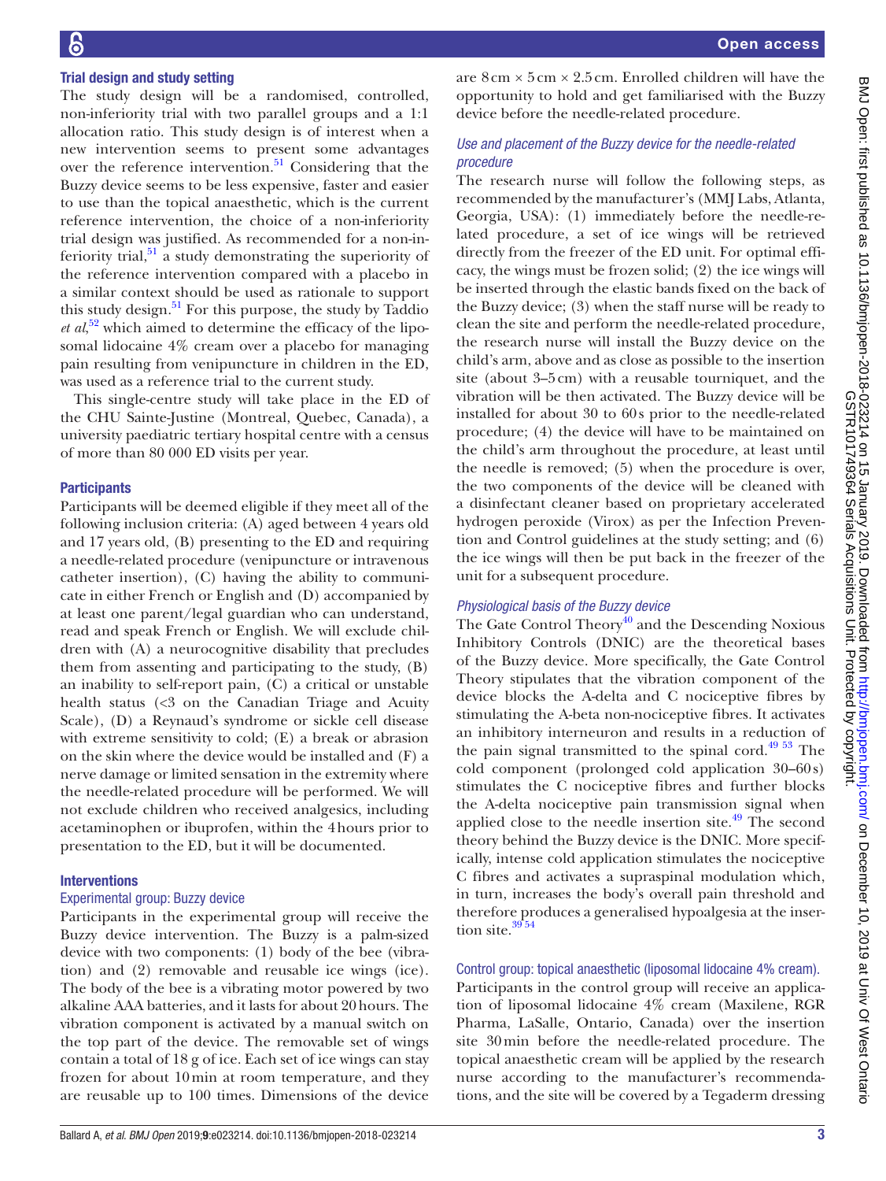### Trial design and study setting

The study design will be a randomised, controlled, non-inferiority trial with two parallel groups and a 1:1 allocation ratio. This study design is of interest when a new intervention seems to present some advantages over the reference intervention.[51] Considering that the Buzzy device seems to be less expensive, faster and easier to use than the topical anaesthetic, which is the current reference intervention, the choice of a non-inferiority trial design was justified. As recommended for a non-inferiority trial,[51] a study demonstrating the superiority of the reference intervention compared with a placebo in a similar context should be used as rationale to support this study design.[51] For this purpose, the study by Taddio *et al*,[52] which aimed to determine the efficacy of the liposomal lidocaine 4% cream over a placebo for managing pain resulting from venipuncture in children in the ED, was used as a reference trial to the current study.

This single-centre study will take place in the ED of the CHU Sainte-Justine (Montreal, Quebec, Canada), a university paediatric tertiary hospital centre with a census of more than 80 000 ED visits per year.

### Participants

Participants will be deemed eligible if they meet all of the following inclusion criteria: (A) aged between 4 years old and 17 years old, (B) presenting to the ED and requiring a needle-related procedure (venipuncture or intravenous catheter insertion), (C) having the ability to communicate in either French or English and (D) accompanied by at least one parent/legal guardian who can understand, read and speak French or English. We will exclude children with (A) a neurocognitive disability that precludes them from assenting and participating to the study, (B) an inability to self-report pain, (C) a critical or unstable health status (<3 on the Canadian Triage and Acuity Scale), (D) a Reynaud's syndrome or sickle cell disease with extreme sensitivity to cold; (E) a break or abrasion on the skin where the device would be installed and (F) a nerve damage or limited sensation in the extremity where the needle-related procedure will be performed. We will not exclude children who received analgesics, including acetaminophen or ibuprofen, within the 4 hours prior to presentation to the ED, but it will be documented.

### Interventions

#### Experimental group: Buzzy device

Participants in the experimental group will receive the Buzzy device intervention. The Buzzy is a palm-sized device with two components: (1) body of the bee (vibration) and (2) removable and reusable ice wings (ice). The body of the bee is a vibrating motor powered by two alkaline AAA batteries, and it lasts for about 20 hours. The vibration component is activated by a manual switch on the top part of the device. The removable set of wings contain a total of 18 g of ice. Each set of ice wings can stay frozen for about 10 min at room temperature, and they are reusable up to 100 times. Dimensions of the device are 8 cm × 5 cm × 2.5 cm. Enrolled children will have the opportunity to hold and get familiarised with the Buzzy device before the needle-related procedure.

#### *Use and placement of the Buzzy device for the needle-related procedure*

The research nurse will follow the following steps, as recommended by the manufacturer's (MMJ Labs, Atlanta, Georgia, USA): (1) immediately before the needle-related procedure, a set of ice wings will be retrieved directly from the freezer of the ED unit. For optimal efficacy, the wings must be frozen solid; (2) the ice wings will be inserted through the elastic bands fixed on the back of the Buzzy device; (3) when the staff nurse will be ready to clean the site and perform the needle-related procedure, the research nurse will install the Buzzy device on the child's arm, above and as close as possible to the insertion site (about 3–5 cm) with a reusable tourniquet, and the vibration will be then activated. The Buzzy device will be installed for about 30 to 60 s prior to the needle-related procedure; (4) the device will have to be maintained on the child's arm throughout the procedure, at least until the needle is removed; (5) when the procedure is over, the two components of the device will be cleaned with a disinfectant cleaner based on proprietary accelerated hydrogen peroxide (Virox) as per the Infection Prevention and Control guidelines at the study setting; and (6) the ice wings will then be put back in the freezer of the unit for a subsequent procedure.

#### *Physiological basis of the Buzzy device*

The Gate Control Theory[40] and the Descending Noxious Inhibitory Controls (DNIC) are the theoretical bases of the Buzzy device. More specifically, the Gate Control Theory stipulates that the vibration component of the device blocks the A-delta and C nociceptive fibres by stimulating the A-beta non-nociceptive fibres. It activates an inhibitory interneuron and results in a reduction of the pain signal transmitted to the spinal cord.[49,53] The cold component (prolonged cold application 30–60 s) stimulates the C nociceptive fibres and further blocks the A-delta nociceptive pain transmission signal when applied close to the needle insertion site.[49] The second theory behind the Buzzy device is the DNIC. More specifically, intense cold application stimulates the nociceptive C fibres and activates a supraspinal modulation which, in turn, increases the body's overall pain threshold and therefore produces a generalised hypoalgesia at the insertion site.[39,54]

#### Control group: topical anaesthetic (liposomal lidocaine 4% cream).

Participants in the control group will receive an application of liposomal lidocaine 4% cream (Maxilene, RGR Pharma, LaSalle, Ontario, Canada) over the insertion site 30 min before the needle-related procedure. The topical anaesthetic cream will be applied by the research nurse according to the manufacturer's recommendations, and the site will be covered by a Tegaderm dressing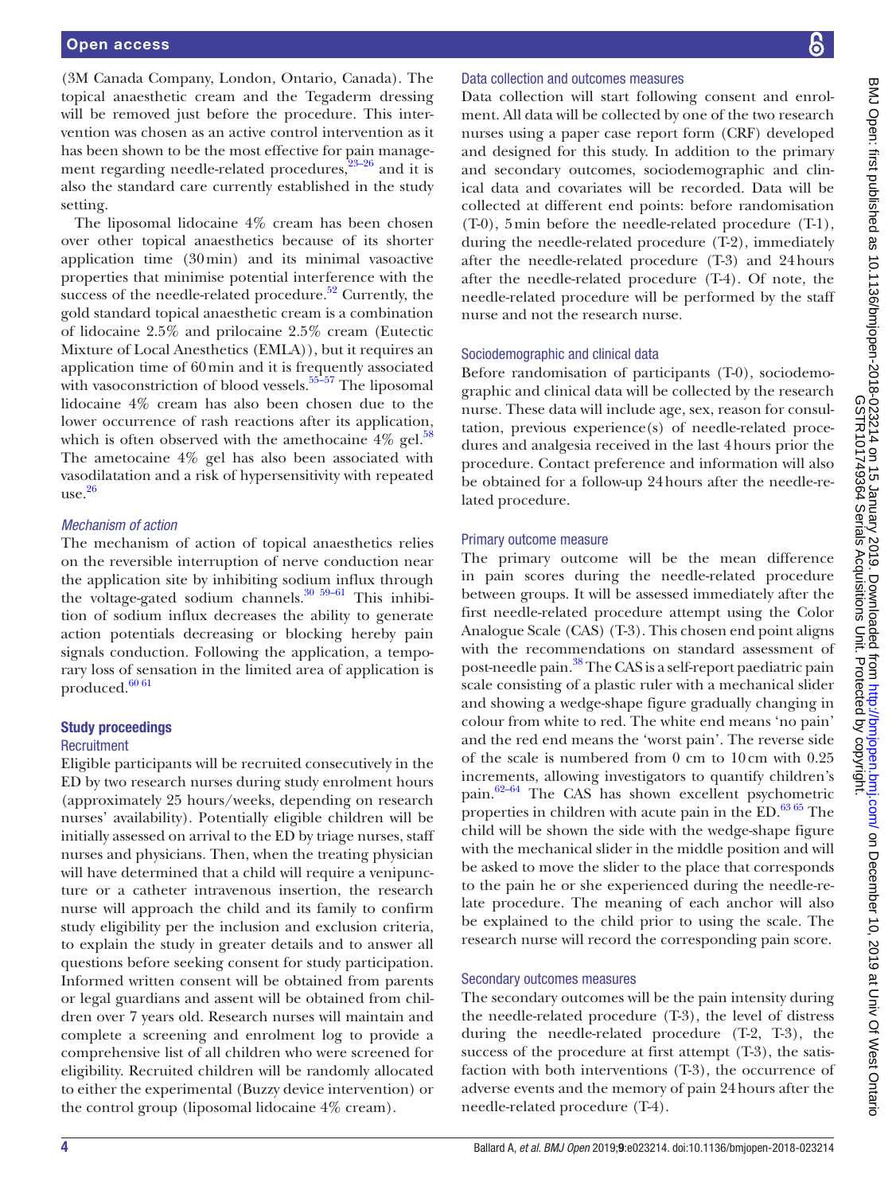(3M Canada Company, London, Ontario, Canada). The topical anaesthetic cream and the Tegaderm dressing will be removed just before the procedure. This intervention was chosen as an active control intervention as it has been shown to be the most effective for pain management regarding needle-related procedures,[23–26] and it is also the standard care currently established in the study setting.

The liposomal lidocaine 4% cream has been chosen over other topical anaesthetics because of its shorter application time (30 min) and its minimal vasoactive properties that minimise potential interference with the success of the needle-related procedure.[52] Currently, the gold standard topical anaesthetic cream is a combination of lidocaine 2.5% and prilocaine 2.5% cream (Eutectic Mixture of Local Anesthetics (EMLA)), but it requires an application time of 60 min and it is frequently associated with vasoconstriction of blood vessels.[55–57] The liposomal lidocaine 4% cream has also been chosen due to the lower occurrence of rash reactions after its application, which is often observed with the amethocaine 4% gel.[58] The ametocaine 4% gel has also been associated with vasodilatation and a risk of hypersensitivity with repeated use.[26]

### *Mechanism of action*

The mechanism of action of topical anaesthetics relies on the reversible interruption of nerve conduction near the application site by inhibiting sodium influx through the voltage-gated sodium channels.[30 59–61] This inhibition of sodium influx decreases the ability to generate action potentials decreasing or blocking hereby pain signals conduction. Following the application, a temporary loss of sensation in the limited area of application is produced.[60 61]

## Study proceedings

### Recruitment

Eligible participants will be recruited consecutively in the ED by two research nurses during study enrolment hours (approximately 25 hours/weeks, depending on research nurses' availability). Potentially eligible children will be initially assessed on arrival to the ED by triage nurses, staff nurses and physicians. Then, when the treating physician will have determined that a child will require a venipuncture or a catheter intravenous insertion, the research nurse will approach the child and its family to confirm study eligibility per the inclusion and exclusion criteria, to explain the study in greater details and to answer all questions before seeking consent for study participation. Informed written consent will be obtained from parents or legal guardians and assent will be obtained from children over 7 years old. Research nurses will maintain and complete a screening and enrolment log to provide a comprehensive list of all children who were screened for eligibility. Recruited children will be randomly allocated to either the experimental (Buzzy device intervention) or the control group (liposomal lidocaine 4% cream).

### Data collection and outcomes measures

Data collection will start following consent and enrolment. All data will be collected by one of the two research nurses using a paper case report form (CRF) developed and designed for this study. In addition to the primary and secondary outcomes, sociodemographic and clinical data and covariates will be recorded. Data will be collected at different end points: before randomisation (T-0), 5 min before the needle-related procedure (T-1), during the needle-related procedure (T-2), immediately after the needle-related procedure (T-3) and 24 hours after the needle-related procedure (T-4). Of note, the needle-related procedure will be performed by the staff nurse and not the research nurse.

### Sociodemographic and clinical data

Before randomisation of participants (T-0), sociodemographic and clinical data will be collected by the research nurse. These data will include age, sex, reason for consultation, previous experience(s) of needle-related procedures and analgesia received in the last 4 hours prior the procedure. Contact preference and information will also be obtained for a follow-up 24 hours after the needle-related procedure.

### Primary outcome measure

The primary outcome will be the mean difference in pain scores during the needle-related procedure between groups. It will be assessed immediately after the first needle-related procedure attempt using the Color Analogue Scale (CAS) (T-3). This chosen end point aligns with the recommendations on standard assessment of post-needle pain.[38] The CAS is a self-report paediatric pain scale consisting of a plastic ruler with a mechanical slider and showing a wedge-shape figure gradually changing in colour from white to red. The white end means 'no pain' and the red end means the 'worst pain'. The reverse side of the scale is numbered from 0 cm to 10 cm with 0.25 increments, allowing investigators to quantify children's pain.[62–64] The CAS has shown excellent psychometric properties in children with acute pain in the ED.[63 65] The child will be shown the side with the wedge-shape figure with the mechanical slider in the middle position and will be asked to move the slider to the place that corresponds to the pain he or she experienced during the needle-relate procedure. The meaning of each anchor will also be explained to the child prior to using the scale. The research nurse will record the corresponding pain score.

### Secondary outcomes measures

The secondary outcomes will be the pain intensity during the needle-related procedure (T-3), the level of distress during the needle-related procedure (T-2, T-3), the success of the procedure at first attempt (T-3), the satisfaction with both interventions (T-3), the occurrence of adverse events and the memory of pain 24 hours after the needle-related procedure (T-4).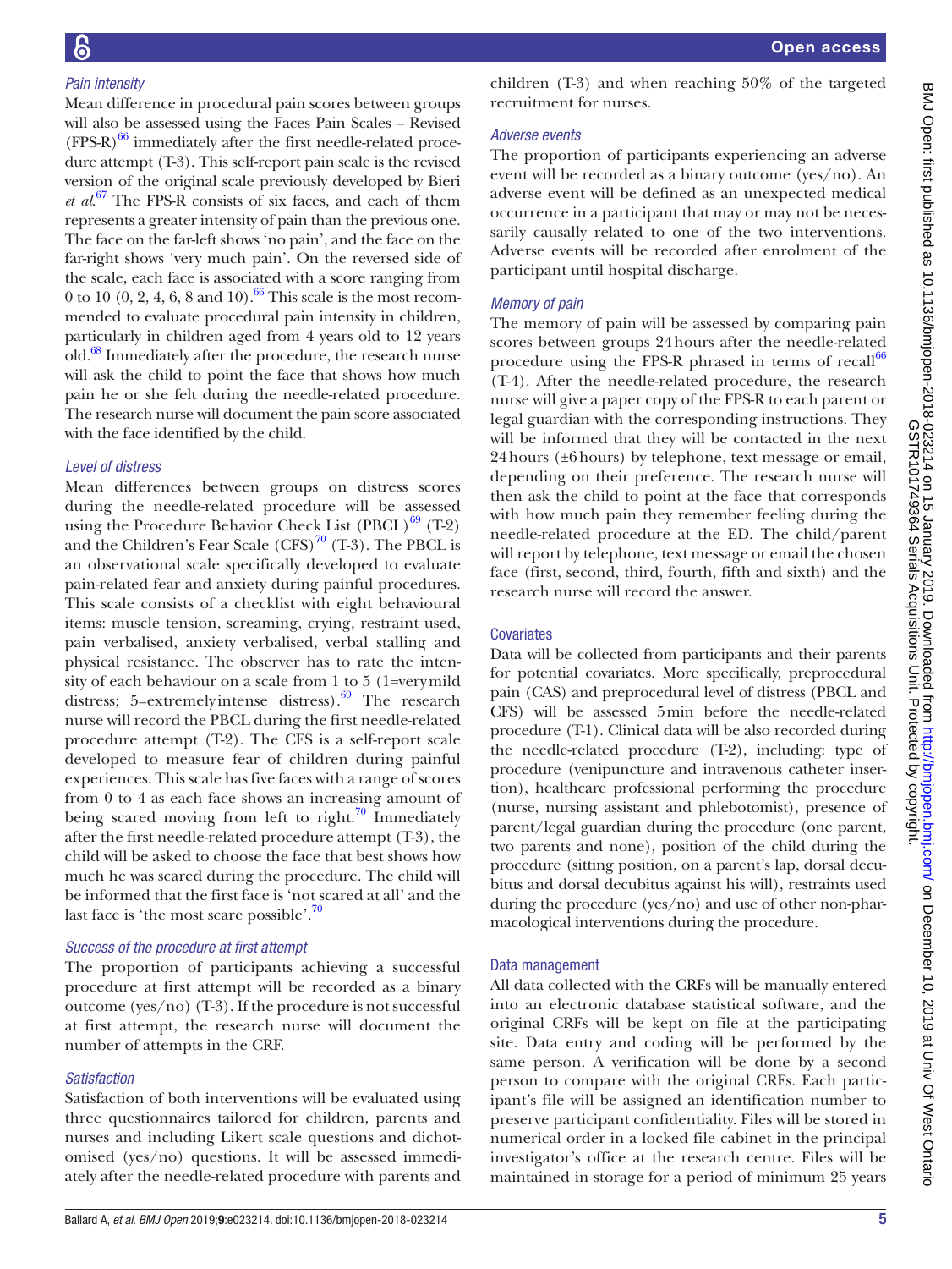### *Pain intensity*

Mean difference in procedural pain scores between groups will also be assessed using the Faces Pain Scales – Revised (FPS-R)[66] immediately after the first needle-related procedure attempt (T-3). This self-report pain scale is the revised version of the original scale previously developed by Bieri *et al*.[67] The FPS-R consists of six faces, and each of them represents a greater intensity of pain than the previous one. The face on the far-left shows 'no pain', and the face on the far-right shows 'very much pain'. On the reversed side of the scale, each face is associated with a score ranging from 0 to 10 (0, 2, 4, 6, 8 and 10).[66] This scale is the most recommended to evaluate procedural pain intensity in children, particularly in children aged from 4 years old to 12 years old.[68] Immediately after the procedure, the research nurse will ask the child to point the face that shows how much pain he or she felt during the needle-related procedure. The research nurse will document the pain score associated with the face identified by the child.

### *Level of distress*

Mean differences between groups on distress scores during the needle-related procedure will be assessed using the Procedure Behavior Check List (PBCL)[69] (T-2) and the Children's Fear Scale (CFS)[70] (T-3). The PBCL is an observational scale specifically developed to evaluate pain-related fear and anxiety during painful procedures. This scale consists of a checklist with eight behavioural items: muscle tension, screaming, crying, restraint used, pain verbalised, anxiety verbalised, verbal stalling and physical resistance. The observer has to rate the intensity of each behaviour on a scale from 1 to 5 (1=very mild distress; 5=extremely intense distress).[69] The research nurse will record the PBCL during the first needle-related procedure attempt (T-2). The CFS is a self-report scale developed to measure fear of children during painful experiences. This scale has five faces with a range of scores from 0 to 4 as each face shows an increasing amount of being scared moving from left to right.[70] Immediately after the first needle-related procedure attempt (T-3), the child will be asked to choose the face that best shows how much he was scared during the procedure. The child will be informed that the first face is 'not scared at all' and the last face is 'the most scare possible'.[70]

### *Success of the procedure at first attempt*

The proportion of participants achieving a successful procedure at first attempt will be recorded as a binary outcome (yes/no) (T-3). If the procedure is not successful at first attempt, the research nurse will document the number of attempts in the CRF.

### *Satisfaction*

Satisfaction of both interventions will be evaluated using three questionnaires tailored for children, parents and nurses and including Likert scale questions and dichotomised (yes/no) questions. It will be assessed immediately after the needle-related procedure with parents and children (T-3) and when reaching 50% of the targeted recruitment for nurses.

### *Adverse events*

The proportion of participants experiencing an adverse event will be recorded as a binary outcome (yes/no). An adverse event will be defined as an unexpected medical occurrence in a participant that may or may not be necessarily causally related to one of the two interventions. Adverse events will be recorded after enrolment of the participant until hospital discharge.

### *Memory of pain*

The memory of pain will be assessed by comparing pain scores between groups 24 hours after the needle-related procedure using the FPS-R phrased in terms of recall[66] (T-4). After the needle-related procedure, the research nurse will give a paper copy of the FPS-R to each parent or legal guardian with the corresponding instructions. They will be informed that they will be contacted in the next 24 hours (±6 hours) by telephone, text message or email, depending on their preference. The research nurse will then ask the child to point at the face that corresponds with how much pain they remember feeling during the needle-related procedure at the ED. The child/parent will report by telephone, text message or email the chosen face (first, second, third, fourth, fifth and sixth) and the research nurse will record the answer.

## Covariates

Data will be collected from participants and their parents for potential covariates. More specifically, preprocedural pain (CAS) and preprocedural level of distress (PBCL and CFS) will be assessed 5 min before the needle-related procedure (T-1). Clinical data will be also recorded during the needle-related procedure (T-2), including: type of procedure (venipuncture and intravenous catheter insertion), healthcare professional performing the procedure (nurse, nursing assistant and phlebotomist), presence of parent/legal guardian during the procedure (one parent, two parents and none), position of the child during the procedure (sitting position, on a parent's lap, dorsal decubitus and dorsal decubitus against his will), restraints used during the procedure (yes/no) and use of other non-pharmacological interventions during the procedure.

## Data management

All data collected with the CRFs will be manually entered into an electronic database statistical software, and the original CRFs will be kept on file at the participating site. Data entry and coding will be performed by the same person. A verification will be done by a second person to compare with the original CRFs. Each participant's file will be assigned an identification number to preserve participant confidentiality. Files will be stored in numerical order in a locked file cabinet in the principal investigator's office at the research centre. Files will be maintained in storage for a period of minimum 25 years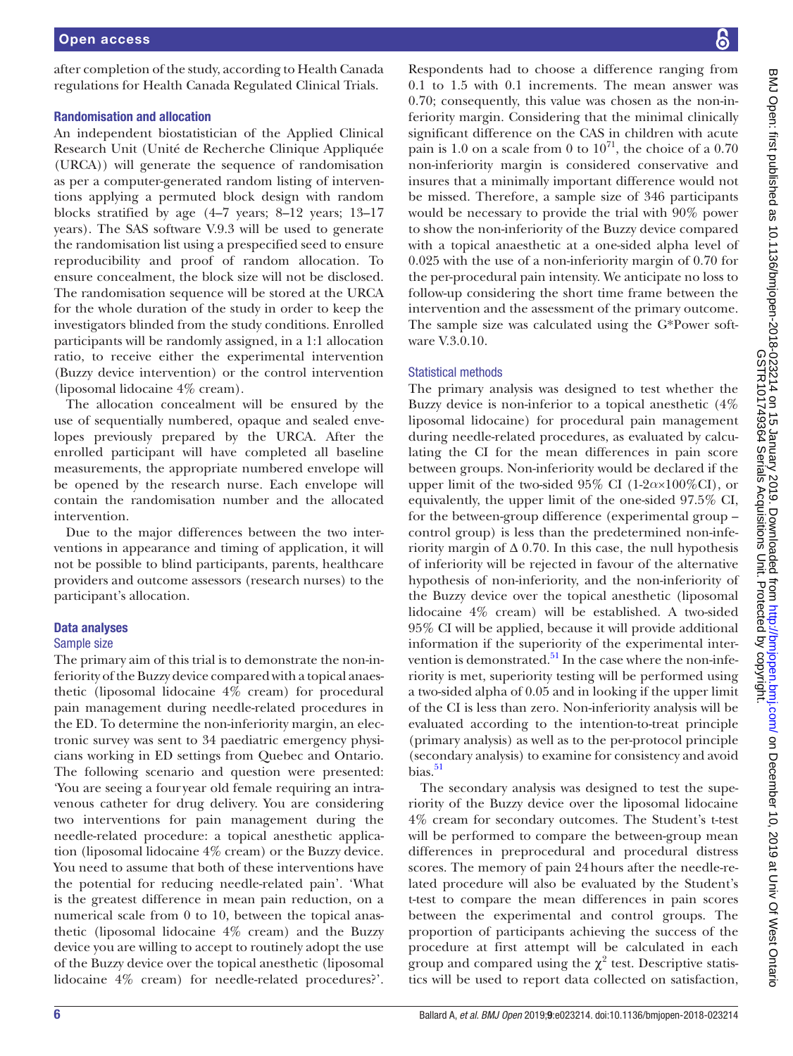after completion of the study, according to Health Canada regulations for Health Canada Regulated Clinical Trials.

### Randomisation and allocation

An independent biostatistician of the Applied Clinical Research Unit (Unité de Recherche Clinique Appliquée (URCA)) will generate the sequence of randomisation as per a computer-generated random listing of interventions applying a permuted block design with random blocks stratified by age (4–7 years; 8–12 years; 13–17 years). The SAS software V.9.3 will be used to generate the randomisation list using a prespecified seed to ensure reproducibility and proof of random allocation. To ensure concealment, the block size will not be disclosed. The randomisation sequence will be stored at the URCA for the whole duration of the study in order to keep the investigators blinded from the study conditions. Enrolled participants will be randomly assigned, in a 1:1 allocation ratio, to receive either the experimental intervention (Buzzy device intervention) or the control intervention (liposomal lidocaine 4% cream).

The allocation concealment will be ensured by the use of sequentially numbered, opaque and sealed envelopes previously prepared by the URCA. After the enrolled participant will have completed all baseline measurements, the appropriate numbered envelope will be opened by the research nurse. Each envelope will contain the randomisation number and the allocated intervention.

Due to the major differences between the two interventions in appearance and timing of application, it will not be possible to blind participants, parents, healthcare providers and outcome assessors (research nurses) to the participant's allocation.

### Data analyses

#### Sample size

The primary aim of this trial is to demonstrate the non-inferiority of the Buzzy device compared with a topical anaesthetic (liposomal lidocaine 4% cream) for procedural pain management during needle-related procedures in the ED. To determine the non-inferiority margin, an electronic survey was sent to 34 paediatric emergency physicians working in ED settings from Quebec and Ontario. The following scenario and question were presented: 'You are seeing a four year old female requiring an intravenous catheter for drug delivery. You are considering two interventions for pain management during the needle-related procedure: a topical anesthetic application (liposomal lidocaine 4% cream) or the Buzzy device. You need to assume that both of these interventions have the potential for reducing needle-related pain'. 'What is the greatest difference in mean pain reduction, on a numerical scale from 0 to 10, between the topical anasthetic (liposomal lidocaine 4% cream) and the Buzzy device you are willing to accept to routinely adopt the use of the Buzzy device over the topical anesthetic (liposomal lidocaine 4% cream) for needle-related procedures?'. Respondents had to choose a difference ranging from 0.1 to 1.5 with 0.1 increments. The mean answer was 0.70; consequently, this value was chosen as the non-inferiority margin. Considering that the minimal clinically significant difference on the CAS in children with acute pain is 1.0 on a scale from 0 to 10[71], the choice of a 0.70 non-inferiority margin is considered conservative and insures that a minimally important difference would not be missed. Therefore, a sample size of 346 participants would be necessary to provide the trial with 90% power to show the non-inferiority of the Buzzy device compared with a topical anaesthetic at a one-sided alpha level of 0.025 with the use of a non-inferiority margin of 0.70 for the per-procedural pain intensity. We anticipate no loss to follow-up considering the short time frame between the intervention and the assessment of the primary outcome. The sample size was calculated using the G*Power software V.3.0.10.

#### Statistical methods

The primary analysis was designed to test whether the Buzzy device is non-inferior to a topical anesthetic (4% liposomal lidocaine) for procedural pain management during needle-related procedures, as evaluated by calculating the CI for the mean differences in pain score between groups. Non-inferiority would be declared if the upper limit of the two-sided 95% CI ($1\text{-}2\alpha\times100\%$CI), or equivalently, the upper limit of the one-sided 97.5% CI, for the between-group difference (experimental group – control group) is less than the predetermined non-inferiority margin of $\Delta$ 0.70. In this case, the null hypothesis of inferiority will be rejected in favour of the alternative hypothesis of non-inferiority, and the non-inferiority of the Buzzy device over the topical anesthetic (liposomal lidocaine 4% cream) will be established. A two-sided 95% CI will be applied, because it will provide additional information if the superiority of the experimental intervention is demonstrated.[51] In the case where the non-inferiority is met, superiority testing will be performed using a two-sided alpha of 0.05 and in looking if the upper limit of the CI is less than zero. Non-inferiority analysis will be evaluated according to the intention-to-treat principle (primary analysis) as well as to the per-protocol principle (secondary analysis) to examine for consistency and avoid bias.[51]

The secondary analysis was designed to test the superiority of the Buzzy device over the liposomal lidocaine 4% cream for secondary outcomes. The Student's t-test will be performed to compare the between-group mean differences in preprocedural and procedural distress scores. The memory of pain 24 hours after the needle-related procedure will also be evaluated by the Student's t-test to compare the mean differences in pain scores between the experimental and control groups. The proportion of participants achieving the success of the procedure at first attempt will be calculated in each group and compared using the $\chi^2$ test. Descriptive statistics will be used to report data collected on satisfaction,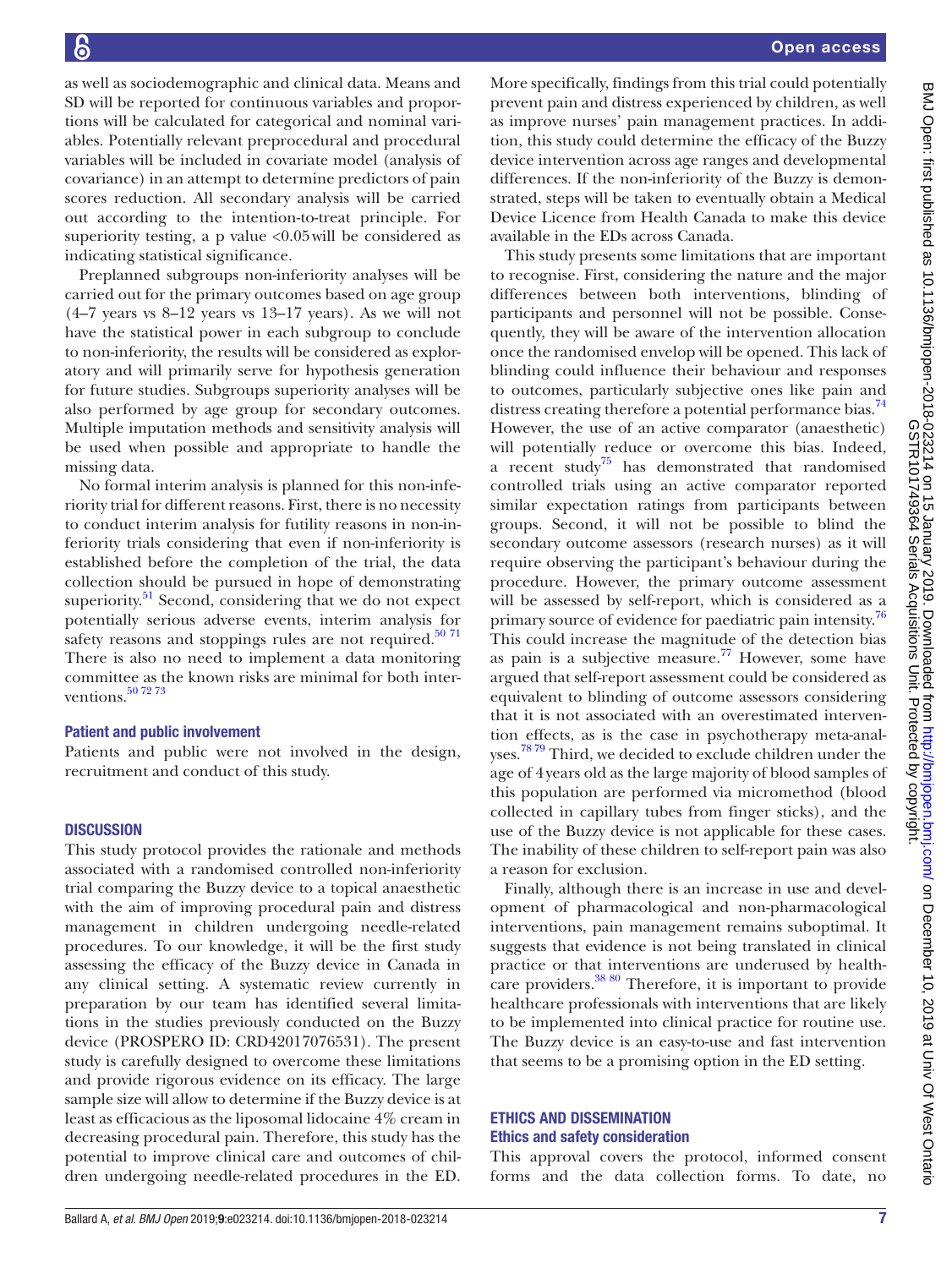as well as sociodemographic and clinical data. Means and SD will be reported for continuous variables and proportions will be calculated for categorical and nominal variables. Potentially relevant preprocedural and procedural variables will be included in covariate model (analysis of covariance) in an attempt to determine predictors of pain scores reduction. All secondary analysis will be carried out according to the intention-to-treat principle. For superiority testing, a p value $<0.05$ will be considered as indicating statistical significance.

Preplanned subgroups non-inferiority analyses will be carried out for the primary outcomes based on age group (4–7 years vs 8–12 years vs 13–17 years). As we will not have the statistical power in each subgroup to conclude to non-inferiority, the results will be considered as exploratory and will primarily serve for hypothesis generation for future studies. Subgroups superiority analyses will be also performed by age group for secondary outcomes. Multiple imputation methods and sensitivity analysis will be used when possible and appropriate to handle the missing data.

No formal interim analysis is planned for this non-inferiority trial for different reasons. First, there is no necessity to conduct interim analysis for futility reasons in non-inferiority trials considering that even if non-inferiority is established before the completion of the trial, the data collection should be pursued in hope of demonstrating superiority.[51] Second, considering that we do not expect potentially serious adverse events, interim analysis for safety reasons and stoppings rules are not required.[50 71] There is also no need to implement a data monitoring committee as the known risks are minimal for both interventions.[50 72 73]

### Patient and public involvement

Patients and public were not involved in the design, recruitment and conduct of this study.

## DISCUSSION

This study protocol provides the rationale and methods associated with a randomised controlled non-inferiority trial comparing the Buzzy device to a topical anaesthetic with the aim of improving procedural pain and distress management in children undergoing needle-related procedures. To our knowledge, it will be the first study assessing the efficacy of the Buzzy device in Canada in any clinical setting. A systematic review currently in preparation by our team has identified several limitations in the studies previously conducted on the Buzzy device (PROSPERO ID: CRD42017076531). The present study is carefully designed to overcome these limitations and provide rigorous evidence on its efficacy. The large sample size will allow to determine if the Buzzy device is at least as efficacious as the liposomal lidocaine 4% cream in decreasing procedural pain. Therefore, this study has the potential to improve clinical care and outcomes of children undergoing needle-related procedures in the ED. More specifically, findings from this trial could potentially prevent pain and distress experienced by children, as well as improve nurses' pain management practices. In addition, this study could determine the efficacy of the Buzzy device intervention across age ranges and developmental differences. If the non-inferiority of the Buzzy is demonstrated, steps will be taken to eventually obtain a Medical Device Licence from Health Canada to make this device available in the EDs across Canada.

This study presents some limitations that are important to recognise. First, considering the nature and the major differences between both interventions, blinding of participants and personnel will not be possible. Consequently, they will be aware of the intervention allocation once the randomised envelop will be opened. This lack of blinding could influence their behaviour and responses to outcomes, particularly subjective ones like pain and distress creating therefore a potential performance bias.[74] However, the use of an active comparator (anaesthetic) will potentially reduce or overcome this bias. Indeed, a recent study[75] has demonstrated that randomised controlled trials using an active comparator reported similar expectation ratings from participants between groups. Second, it will not be possible to blind the secondary outcome assessors (research nurses) as it will require observing the participant's behaviour during the procedure. However, the primary outcome assessment will be assessed by self-report, which is considered as a primary source of evidence for paediatric pain intensity.[76] This could increase the magnitude of the detection bias as pain is a subjective measure.[77] However, some have argued that self-report assessment could be considered as equivalent to blinding of outcome assessors considering that it is not associated with an overestimated intervention effects, as is the case in psychotherapy meta-analyses.[78 79] Third, we decided to exclude children under the age of 4 years old as the large majority of blood samples of this population are performed via micromethod (blood collected in capillary tubes from finger sticks), and the use of the Buzzy device is not applicable for these cases. The inability of these children to self-report pain was also a reason for exclusion.

Finally, although there is an increase in use and development of pharmacological and non-pharmacological interventions, pain management remains suboptimal. It suggests that evidence is not being translated in clinical practice or that interventions are underused by healthcare providers.[38 80] Therefore, it is important to provide healthcare professionals with interventions that are likely to be implemented into clinical practice for routine use. The Buzzy device is an easy-to-use and fast intervention that seems to be a promising option in the ED setting.

## ETHICS AND DISSEMINATION

### Ethics and safety consideration

This approval covers the protocol, informed consent forms and the data collection forms. To date, no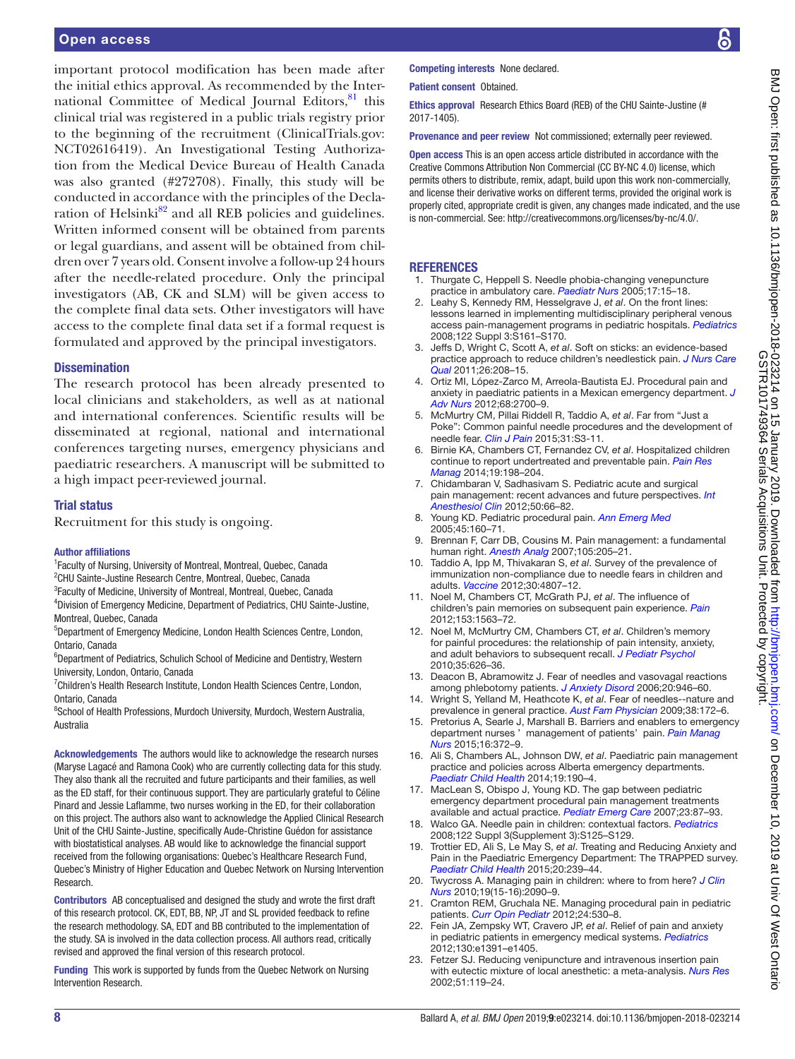important protocol modification has been made after the initial ethics approval. As recommended by the International Committee of Medical Journal Editors,[81] this clinical trial was registered in a public trials registry prior to the beginning of the recruitment (ClinicalTrials.gov: NCT02616419). An Investigational Testing Authorization from the Medical Device Bureau of Health Canada was also granted (#272708). Finally, this study will be conducted in accordance with the principles of the Declaration of Helsinki[82] and all REB policies and guidelines. Written informed consent will be obtained from parents or legal guardians, and assent will be obtained from children over 7 years old. Consent involve a follow-up 24 hours after the needle-related procedure. Only the principal investigators (AB, CK and SLM) will be given access to the complete final data sets. Other investigators will have access to the complete final data set if a formal request is formulated and approved by the principal investigators.

## Dissemination

The research protocol has been already presented to local clinicians and stakeholders, as well as at national and international conferences. Scientific results will be disseminated at regional, national and international conferences targeting nurses, emergency physicians and paediatric researchers. A manuscript will be submitted to a high impact peer-reviewed journal.

## Trial status

Recruitment for this study is ongoing.

### Author affiliations

[1]Faculty of Nursing, University of Montreal, Montreal, Quebec, Canada
[2]CHU Sainte-Justine Research Centre, Montreal, Quebec, Canada
[3]Faculty of Medicine, University of Montreal, Montreal, Quebec, Canada
[4]Division of Emergency Medicine, Department of Pediatrics, CHU Sainte-Justine, Montreal, Quebec, Canada
[5]Department of Emergency Medicine, London Health Sciences Centre, London, Ontario, Canada
[6]Department of Pediatrics, Schulich School of Medicine and Dentistry, Western University, London, Ontario, Canada
[7]Children's Health Research Institute, London Health Sciences Centre, London, Ontario, Canada
[8]School of Health Professions, Murdoch University, Murdoch, Western Australia, Australia

**Acknowledgements** The authors would like to acknowledge the research nurses (Maryse Lagacé and Ramona Cook) who are currently collecting data for this study. They also thank all the recruited and future participants and their families, as well as the ED staff, for their continuous support. They are particularly grateful to Céline Pinard and Jessie Laflamme, two nurses working in the ED, for their collaboration on this project. The authors also want to acknowledge the Applied Clinical Research Unit of the CHU Sainte-Justine, specifically Aude-Christine Guédon for assistance with biostatistical analyses. AB would like to acknowledge the financial support received from the following organisations: Quebec's Healthcare Research Fund, Quebec's Ministry of Higher Education and Quebec Network on Nursing Intervention Research.

**Contributors** AB conceptualised and designed the study and wrote the first draft of this research protocol. CK, EDT, BB, NP, JT and SL provided feedback to refine the research methodology. SA, EDT and BB contributed to the implementation of the study. SA is involved in the data collection process. All authors read, critically revised and approved the final version of this research protocol.

**Funding** This work is supported by funds from the Quebec Network on Nursing Intervention Research.

**Competing interests** None declared.

**Patient consent** Obtained.

**Ethics approval** Research Ethics Board (REB) of the CHU Sainte-Justine (# 2017-1405).

**Provenance and peer review** Not commissioned; externally peer reviewed.

**Open access** This is an open access article distributed in accordance with the Creative Commons Attribution Non Commercial (CC BY-NC 4.0) license, which permits others to distribute, remix, adapt, build upon this work non-commercially, and license their derivative works on different terms, provided the original work is properly cited, appropriate credit is given, any changes made indicated, and the use is non-commercial. See: http://creativecommons.org/licenses/by-nc/4.0/.

## REFERENCES

1. Thurgate C, Heppell S. Needle phobia-changing venepuncture practice in ambulatory care. *Paediatr Nurs* 2005;17:15–18.
2. Leahy S, Kennedy RM, Hesselgrave J, *et al*. On the front lines: lessons learned in implementing multidisciplinary peripheral venous access pain-management programs in pediatric hospitals. *Pediatrics* 2008;122 Suppl 3:S161–S170.
3. Jeffs D, Wright C, Scott A, *et al*. Soft on sticks: an evidence-based practice approach to reduce children's needlestick pain. *J Nurs Care Qual* 2011;26:208–15.
4. Ortiz MI, López-Zarco M, Arreola-Bautista EJ. Procedural pain and anxiety in paediatric patients in a Mexican emergency department. *J Adv Nurs* 2012;68:2700–9.
5. McMurtry CM, Pillai Riddell R, Taddio A, *et al*. Far from "Just a Poke": Common painful needle procedures and the development of needle fear. *Clin J Pain* 2015;31:S3-11.
6. Birnie KA, Chambers CT, Fernandez CV, *et al*. Hospitalized children continue to report undertreated and preventable pain. *Pain Res Manag* 2014;19:198–204.
7. Chidambaran V, Sadhasivam S. Pediatric acute and surgical pain management: recent advances and future perspectives. *Int Anesthesiol Clin* 2012;50:66–82.
8. Young KD. Pediatric procedural pain. *Ann Emerg Med* 2005;45:160–71.
9. Brennan F, Carr DB, Cousins M. Pain management: a fundamental human right. *Anesth Analg* 2007;105:205–21.
10. Taddio A, Ipp M, Thivakaran S, *et al*. Survey of the prevalence of immunization non-compliance due to needle fears in children and adults. *Vaccine* 2012;30:4807–12.
11. Noel M, Chambers CT, McGrath PJ, *et al*. The influence of children's pain memories on subsequent pain experience. *Pain* 2012;153:1563–72.
12. Noel M, McMurtry CM, Chambers CT, *et al*. Children's memory for painful procedures: the relationship of pain intensity, anxiety, and adult behaviors to subsequent recall. *J Pediatr Psychol* 2010;35:626–36.
13. Deacon B, Abramowitz J. Fear of needles and vasovagal reactions among phlebotomy patients. *J Anxiety Disord* 2006;20:946–60.
14. Wright S, Yelland M, Heathcote K, *et al*. Fear of needles--nature and prevalence in general practice. *Aust Fam Physician* 2009;38:172–6.
15. Pretorius A, Searle J, Marshall B. Barriers and enablers to emergency department nurses ' management of patients' pain. *Pain Manag Nurs* 2015;16:372–9.
16. Ali S, Chambers AL, Johnson DW, *et al*. Paediatric pain management practice and policies across Alberta emergency departments. *Paediatr Child Health* 2014;19:190–4.
17. MacLean S, Obispo J, Young KD. The gap between pediatric emergency department procedural pain management treatments available and actual practice. *Pediatr Emerg Care* 2007;23:87–93.
18. Walco GA. Needle pain in children: contextual factors. *Pediatrics* 2008;122 Suppl 3(Supplement 3):S125–S129.
19. Trottier ED, Ali S, Le May S, *et al*. Treating and Reducing Anxiety and Pain in the Paediatric Emergency Department: The TRAPPED survey. *Paediatr Child Health* 2015;20:239–44.
20. Twycross A. Managing pain in children: where to from here? *J Clin Nurs* 2010;19(15-16):2090–9.
21. Cramton REM, Gruchala NE. Managing procedural pain in pediatric patients. *Curr Opin Pediatr* 2012;24:530–8.
22. Fein JA, Zempsky WT, Cravero JP, *et al*. Relief of pain and anxiety in pediatric patients in emergency medical systems. *Pediatrics* 2012;130:e1391–e1405.
23. Fetzer SJ. Reducing venipuncture and intravenous insertion pain with eutectic mixture of local anesthetic: a meta-analysis. *Nurs Res* 2002;51:119–24.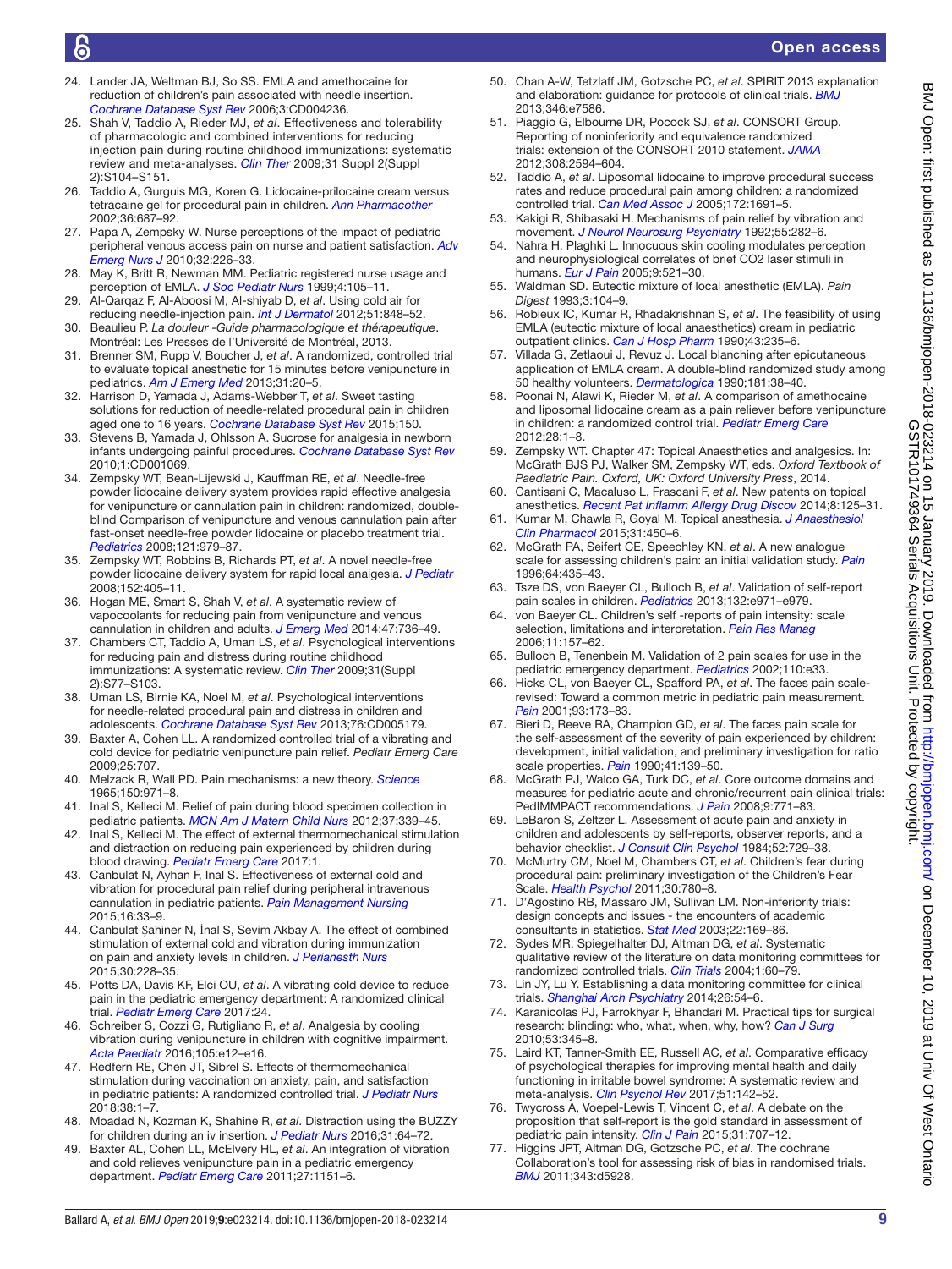24. Lander JA, Weltman BJ, So SS. EMLA and amethocaine for reduction of children's pain associated with needle insertion. *Cochrane Database Syst Rev* 2006;3:CD004236.
25. Shah V, Taddio A, Rieder MJ, *et al*. Effectiveness and tolerability of pharmacologic and combined interventions for reducing injection pain during routine childhood immunizations: systematic review and meta-analyses. *Clin Ther* 2009;31 Suppl 2(Suppl 2):S104–S151.
26. Taddio A, Gurguis MG, Koren G. Lidocaine-prilocaine cream versus tetracaine gel for procedural pain in children. *Ann Pharmacother* 2002;36:687–92.
27. Papa A, Zempsky W. Nurse perceptions of the impact of pediatric peripheral venous access pain on nurse and patient satisfaction. *Adv Emerg Nurs J* 2010;32:226–33.
28. May K, Britt R, Newman MM. Pediatric registered nurse usage and perception of EMLA. *J Soc Pediatr Nurs* 1999;4:105–11.
29. Al-Qarqaz F, Al-Aboosi M, Al-shiyab D, *et al*. Using cold air for reducing needle-injection pain. *Int J Dermatol* 2012;51:848–52.
30. Beaulieu P. *La douleur -Guide pharmacologique et thérapeutique*. Montréal: Les Presses de l'Université de Montréal, 2013.
31. Brenner SM, Rupp V, Boucher J, *et al*. A randomized, controlled trial to evaluate topical anesthetic for 15 minutes before venipuncture in pediatrics. *Am J Emerg Med* 2013;31:20–5.
32. Harrison D, Yamada J, Adams-Webber T, *et al*. Sweet tasting solutions for reduction of needle-related procedural pain in children aged one to 16 years. *Cochrane Database Syst Rev* 2015;150.
33. Stevens B, Yamada J, Ohlsson A. Sucrose for analgesia in newborn infants undergoing painful procedures. *Cochrane Database Syst Rev* 2010;1:CD001069.
34. Zempsky WT, Bean-Lijewski J, Kauffman RE, *et al*. Needle-free powder lidocaine delivery system provides rapid effective analgesia for venipuncture or cannulation pain in children: randomized, double-blind Comparison of venipuncture and venous cannulation pain after fast-onset needle-free powder lidocaine or placebo treatment trial. *Pediatrics* 2008;121:979–87.
35. Zempsky WT, Robbins B, Richards PT, *et al*. A novel needle-free powder lidocaine delivery system for rapid local analgesia. *J Pediatr* 2008;152:405–11.
36. Hogan ME, Smart S, Shah V, *et al*. A systematic review of vapocoolants for reducing pain from venipuncture and venous cannulation in children and adults. *J Emerg Med* 2014;47:736–49.
37. Chambers CT, Taddio A, Uman LS, *et al*. Psychological interventions for reducing pain and distress during routine childhood immunizations: A systematic review. *Clin Ther* 2009;31(Suppl 2):S77–S103.
38. Uman LS, Birnie KA, Noel M, *et al*. Psychological interventions for needle-related procedural pain and distress in children and adolescents. *Cochrane Database Syst Rev* 2013;76:CD005179.
39. Baxter A, Cohen LL. A randomized controlled trial of a vibrating and cold device for pediatric venipuncture pain relief. *Pediatr Emerg Care* 2009;25:707.
40. Melzack R, Wall PD. Pain mechanisms: a new theory. *Science* 1965;150:971–8.
41. Inal S, Kelleci M. Relief of pain during blood specimen collection in pediatric patients. *MCN Am J Matern Child Nurs* 2012;37:339–45.
42. Inal S, Kelleci M. The effect of external thermomechanical stimulation and distraction on reducing pain experienced by children during blood drawing. *Pediatr Emerg Care* 2017:1.
43. Canbulat N, Ayhan F, Inal S. Effectiveness of external cold and vibration for procedural pain relief during peripheral intravenous cannulation in pediatric patients. *Pain Management Nursing* 2015;16:33–9.
44. Canbulat Şahiner N, İnal S, Sevim Akbay A. The effect of combined stimulation of external cold and vibration during immunization on pain and anxiety levels in children. *J Perianesth Nurs* 2015;30:228–35.
45. Potts DA, Davis KF, Elci OU, *et al*. A vibrating cold device to reduce pain in the pediatric emergency department: A randomized clinical trial. *Pediatr Emerg Care* 2017:24.
46. Schreiber S, Cozzi G, Rutigliano R, *et al*. Analgesia by cooling vibration during venipuncture in children with cognitive impairment. *Acta Paediatr* 2016;105:e12–e16.
47. Redfern RE, Chen JT, Sibrel S. Effects of thermomechanical stimulation during vaccination on anxiety, pain, and satisfaction in pediatric patients: A randomized controlled trial. *J Pediatr Nurs* 2018;38:1–7.
48. Moadad N, Kozman K, Shahine R, *et al*. Distraction using the BUZZY for children during an iv insertion. *J Pediatr Nurs* 2016;31:64–72.
49. Baxter AL, Cohen LL, McElvery HL, *et al*. An integration of vibration and cold relieves venipuncture pain in a pediatric emergency department. *Pediatr Emerg Care* 2011;27:1151–6.
50. Chan A-W, Tetzlaff JM, Gotzsche PC, *et al*. SPIRIT 2013 explanation and elaboration: guidance for protocols of clinical trials. *BMJ* 2013;346:e7586.
51. Piaggio G, Elbourne DR, Pocock SJ, *et al*. CONSORT Group. Reporting of noninferiority and equivalence randomized trials: extension of the CONSORT 2010 statement. *JAMA* 2012;308:2594–604.
52. Taddio A, *et al*. Liposomal lidocaine to improve procedural success rates and reduce procedural pain among children: a randomized controlled trial. *Can Med Assoc J* 2005;172:1691–5.
53. Kakigi R, Shibasaki H. Mechanisms of pain relief by vibration and movement. *J Neurol Neurosurg Psychiatry* 1992;55:282–6.
54. Nahra H, Plaghki L. Innocuous skin cooling modulates perception and neurophysiological correlates of brief CO2 laser stimuli in humans. *Eur J Pain* 2005;9:521–30.
55. Waldman SD. Eutectic mixture of local anesthetic (EMLA). *Pain Digest* 1993;3:104–9.
56. Robieux IC, Kumar R, Rhadakrishnan S, *et al*. The feasibility of using EMLA (eutectic mixture of local anaesthetics) cream in pediatric outpatient clinics. *Can J Hosp Pharm* 1990;43:235–6.
57. Villada G, Zetlaoui J, Revuz J. Local blanching after epicutaneous application of EMLA cream. A double-blind randomized study among 50 healthy volunteers. *Dermatologica* 1990;181:38–40.
58. Poonai N, Alawi K, Rieder M, *et al*. A comparison of amethocaine and liposomal lidocaine cream as a pain reliever before venipuncture in children: a randomized control trial. *Pediatr Emerg Care* 2012;28:1–8.
59. Zempsky WT. Chapter 47: Topical Anaesthetics and analgesics. In: McGrath BJS PJ, Walker SM, Zempsky WT, eds. *Oxford Textbook of Paediatric Pain. Oxford, UK: Oxford University Press*, 2014.
60. Cantisani C, Macaluso L, Frascani F, *et al*. New patents on topical anesthetics. *Recent Pat Inflamm Allergy Drug Discov* 2014;8:125–31.
61. Kumar M, Chawla R, Goyal M. Topical anesthesia. *J Anaesthesiol Clin Pharmacol* 2015;31:450–6.
62. McGrath PA, Seifert CE, Speechley KN, *et al*. A new analogue scale for assessing children's pain: an initial validation study. *Pain* 1996;64:435–43.
63. Tsze DS, von Baeyer CL, Bulloch B, *et al*. Validation of self-report pain scales in children. *Pediatrics* 2013;132:e971–e979.
64. von Baeyer CL. Children's self -reports of pain intensity: scale selection, limitations and interpretation. *Pain Res Manag* 2006;11:157–62.
65. Bulloch B, Tenenbein M. Validation of 2 pain scales for use in the pediatric emergency department. *Pediatrics* 2002;110:e33.
66. Hicks CL, von Baeyer CL, Spafford PA, *et al*. The faces pain scale-revised: Toward a common metric in pediatric pain measurement. *Pain* 2001;93:173–83.
67. Bieri D, Reeve RA, Champion GD, *et al*. The faces pain scale for the self-assessment of the severity of pain experienced by children: development, initial validation, and preliminary investigation for ratio scale properties. *Pain* 1990;41:139–50.
68. McGrath PJ, Walco GA, Turk DC, *et al*. Core outcome domains and measures for pediatric acute and chronic/recurrent pain clinical trials: PedIMMPACT recommendations. *J Pain* 2008;9:771–83.
69. LeBaron S, Zeltzer L. Assessment of acute pain and anxiety in children and adolescents by self-reports, observer reports, and a behavior checklist. *J Consult Clin Psychol* 1984;52:729–38.
70. McMurtry CM, Noel M, Chambers CT, *et al*. Children's fear during procedural pain: preliminary investigation of the Children's Fear Scale. *Health Psychol* 2011;30:780–8.
71. D'Agostino RB, Massaro JM, Sullivan LM. Non-inferiority trials: design concepts and issues - the encounters of academic consultants in statistics. *Stat Med* 2003;22:169–86.
72. Sydes MR, Spiegelhalter DJ, Altman DG, *et al*. Systematic qualitative review of the literature on data monitoring committees for randomized controlled trials. *Clin Trials* 2004;1:60–79.
73. Lin JY, Lu Y. Establishing a data monitoring committee for clinical trials. *Shanghai Arch Psychiatry* 2014;26:54–6.
74. Karanicolas PJ, Farrokhyar F, Bhandari M. Practical tips for surgical research: blinding: who, what, when, why, how? *Can J Surg* 2010;53:345–8.
75. Laird KT, Tanner-Smith EE, Russell AC, *et al*. Comparative efficacy of psychological therapies for improving mental health and daily functioning in irritable bowel syndrome: A systematic review and meta-analysis. *Clin Psychol Rev* 2017;51:142–52.
76. Twycross A, Voepel-Lewis T, Vincent C, *et al*. A debate on the proposition that self-report is the gold standard in assessment of pediatric pain intensity. *Clin J Pain* 2015;31:707–12.
77. Higgins JPT, Altman DG, Gotzsche PC, *et al*. The cochrane Collaboration's tool for assessing risk of bias in randomised trials. *BMJ* 2011;343:d5928.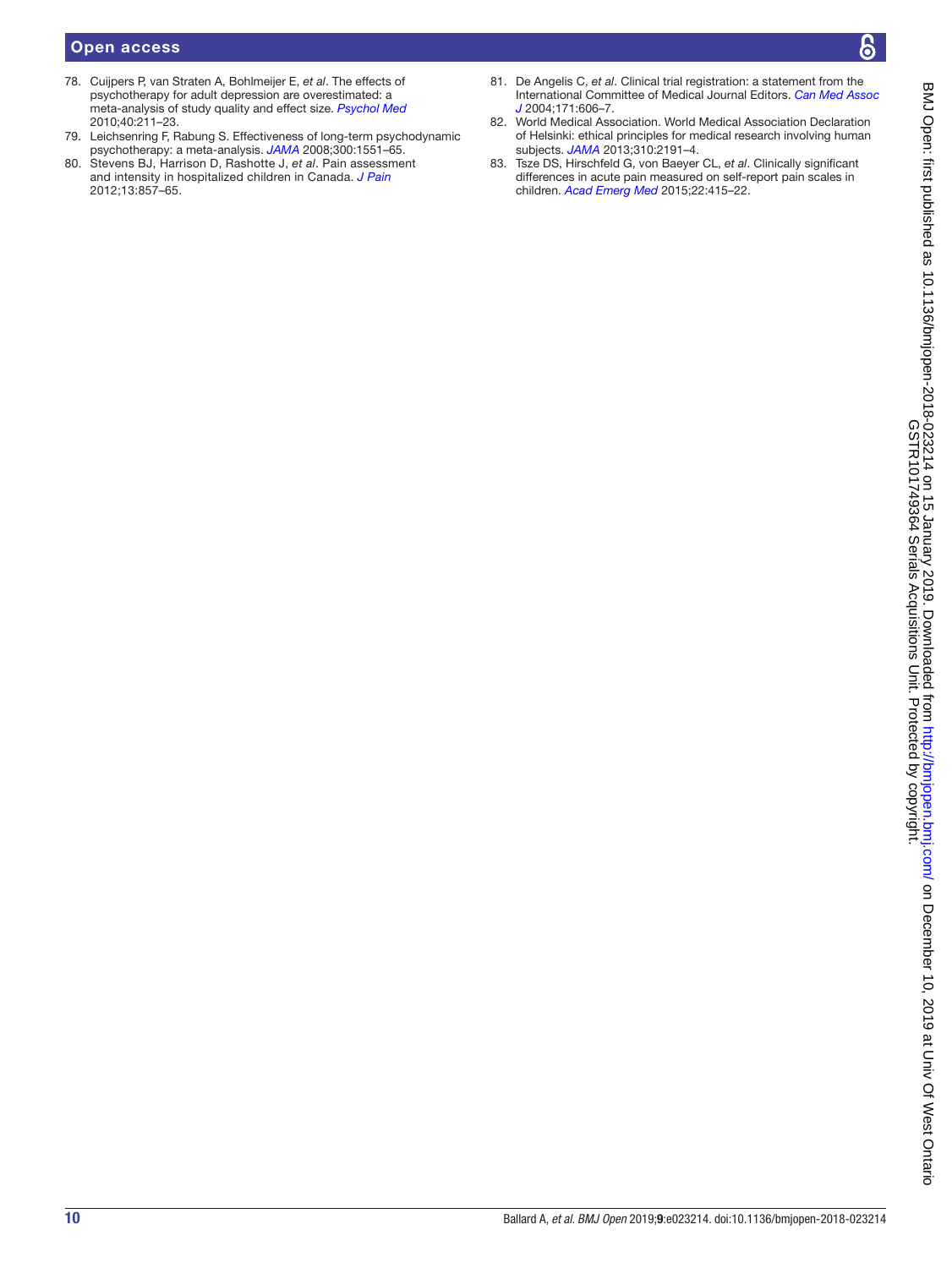78. Cuijpers P, van Straten A, Bohlmeijer E, *et al*. The effects of psychotherapy for adult depression are overestimated: a meta-analysis of study quality and effect size. *Psychol Med* 2010;40:211–23.
79. Leichsenring F, Rabung S. Effectiveness of long-term psychodynamic psychotherapy: a meta-analysis. *JAMA* 2008;300:1551–65.
80. Stevens BJ, Harrison D, Rashotte J, *et al*. Pain assessment and intensity in hospitalized children in Canada. *J Pain* 2012;13:857–65.
81. De Angelis C, *et al*. Clinical trial registration: a statement from the International Committee of Medical Journal Editors. *Can Med Assoc J* 2004;171:606–7.
82. World Medical Association. World Medical Association Declaration of Helsinki: ethical principles for medical research involving human subjects. *JAMA* 2013;310:2191–4.
83. Tsze DS, Hirschfeld G, von Baeyer CL, *et al*. Clinically significant differences in acute pain measured on self-report pain scales in children. *Acad Emerg Med* 2015;22:415–22.